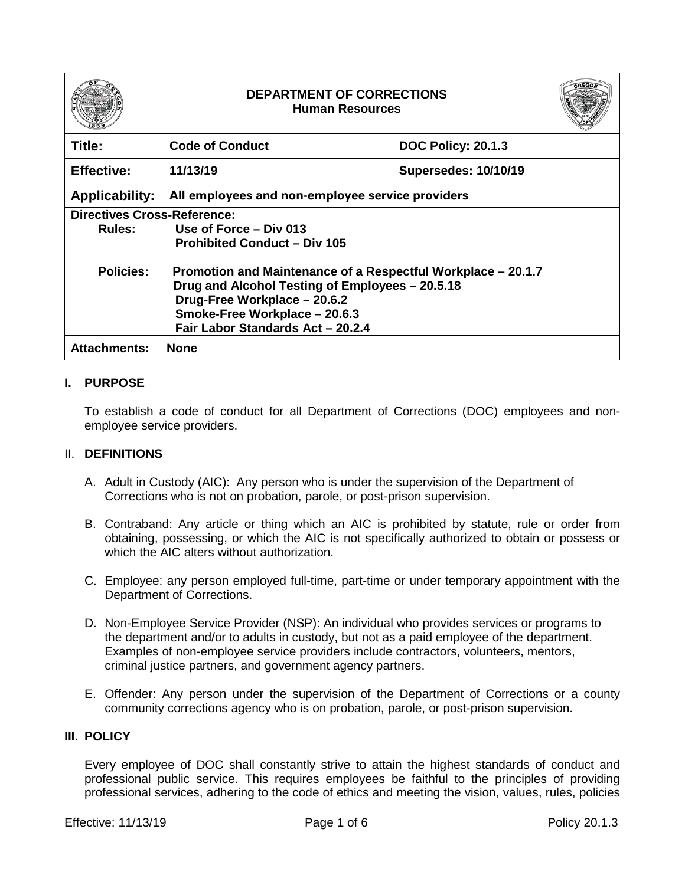**DEPARTMENT OF CORRECTIONS**
**Human Resources**

| **Title:** | **Code of Conduct** | **DOC Policy: 20.1.3** |
|---|---|---|
| **Effective:** | **11/13/19** | **Supersedes: 10/10/19** |
| **Applicability:** | **All employees and non-employee service providers** | |

**Directives Cross-Reference:**

**Rules:**
- **Use of Force – Div 013**
- **Prohibited Conduct – Div 105**

**Policies:**
- **Promotion and Maintenance of a Respectful Workplace – 20.1.7**
- **Drug and Alcohol Testing of Employees – 20.5.18**
- **Drug-Free Workplace – 20.6.2**
- **Smoke-Free Workplace – 20.6.3**
- **Fair Labor Standards Act – 20.2.4**

**Attachments:** **None**

## I. PURPOSE

To establish a code of conduct for all Department of Corrections (DOC) employees and non-employee service providers.

## II. DEFINITIONS

A. Adult in Custody (AIC): Any person who is under the supervision of the Department of Corrections who is not on probation, parole, or post-prison supervision.

B. Contraband: Any article or thing which an AIC is prohibited by statute, rule or order from obtaining, possessing, or which the AIC is not specifically authorized to obtain or possess or which the AIC alters without authorization.

C. Employee: any person employed full-time, part-time or under temporary appointment with the Department of Corrections.

D. Non-Employee Service Provider (NSP): An individual who provides services or programs to the department and/or to adults in custody, but not as a paid employee of the department. Examples of non-employee service providers include contractors, volunteers, mentors, criminal justice partners, and government agency partners.

E. Offender: Any person under the supervision of the Department of Corrections or a county community corrections agency who is on probation, parole, or post-prison supervision.

## III. POLICY

Every employee of DOC shall constantly strive to attain the highest standards of conduct and professional public service. This requires employees be faithful to the principles of providing professional services, adhering to the code of ethics and meeting the vision, values, rules, policies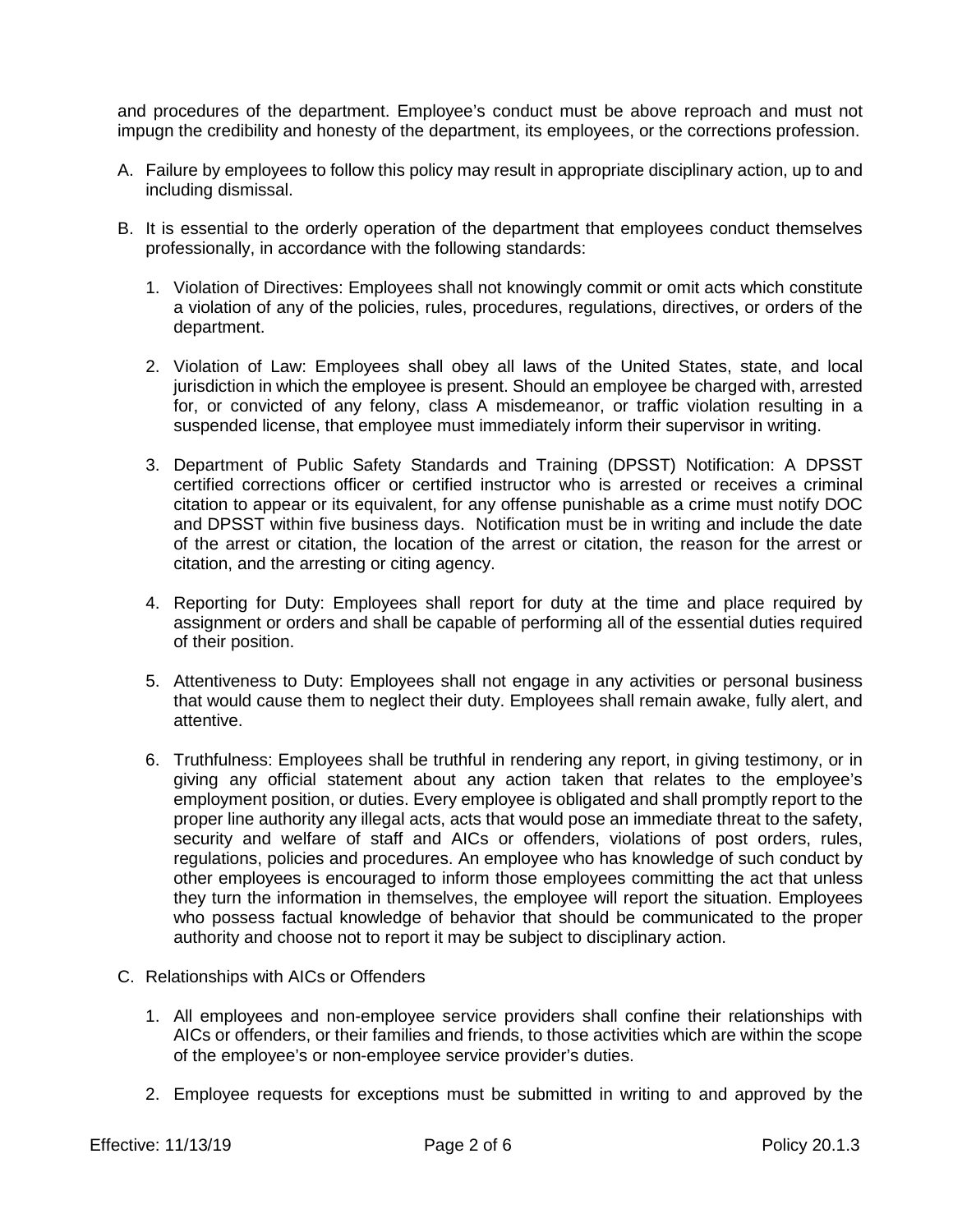and procedures of the department. Employee's conduct must be above reproach and must not impugn the credibility and honesty of the department, its employees, or the corrections profession.

A. Failure by employees to follow this policy may result in appropriate disciplinary action, up to and including dismissal.

B. It is essential to the orderly operation of the department that employees conduct themselves professionally, in accordance with the following standards:

   1. Violation of Directives: Employees shall not knowingly commit or omit acts which constitute a violation of any of the policies, rules, procedures, regulations, directives, or orders of the department.

   2. Violation of Law: Employees shall obey all laws of the United States, state, and local jurisdiction in which the employee is present. Should an employee be charged with, arrested for, or convicted of any felony, class A misdemeanor, or traffic violation resulting in a suspended license, that employee must immediately inform their supervisor in writing.

   3. Department of Public Safety Standards and Training (DPSST) Notification: A DPSST certified corrections officer or certified instructor who is arrested or receives a criminal citation to appear or its equivalent, for any offense punishable as a crime must notify DOC and DPSST within five business days. Notification must be in writing and include the date of the arrest or citation, the location of the arrest or citation, the reason for the arrest or citation, and the arresting or citing agency.

   4. Reporting for Duty: Employees shall report for duty at the time and place required by assignment or orders and shall be capable of performing all of the essential duties required of their position.

   5. Attentiveness to Duty: Employees shall not engage in any activities or personal business that would cause them to neglect their duty. Employees shall remain awake, fully alert, and attentive.

   6. Truthfulness: Employees shall be truthful in rendering any report, in giving testimony, or in giving any official statement about any action taken that relates to the employee's employment position, or duties. Every employee is obligated and shall promptly report to the proper line authority any illegal acts, acts that would pose an immediate threat to the safety, security and welfare of staff and AICs or offenders, violations of post orders, rules, regulations, policies and procedures. An employee who has knowledge of such conduct by other employees is encouraged to inform those employees committing the act that unless they turn the information in themselves, the employee will report the situation. Employees who possess factual knowledge of behavior that should be communicated to the proper authority and choose not to report it may be subject to disciplinary action.

C. Relationships with AICs or Offenders

   1. All employees and non-employee service providers shall confine their relationships with AICs or offenders, or their families and friends, to those activities which are within the scope of the employee's or non-employee service provider's duties.

   2. Employee requests for exceptions must be submitted in writing to and approved by the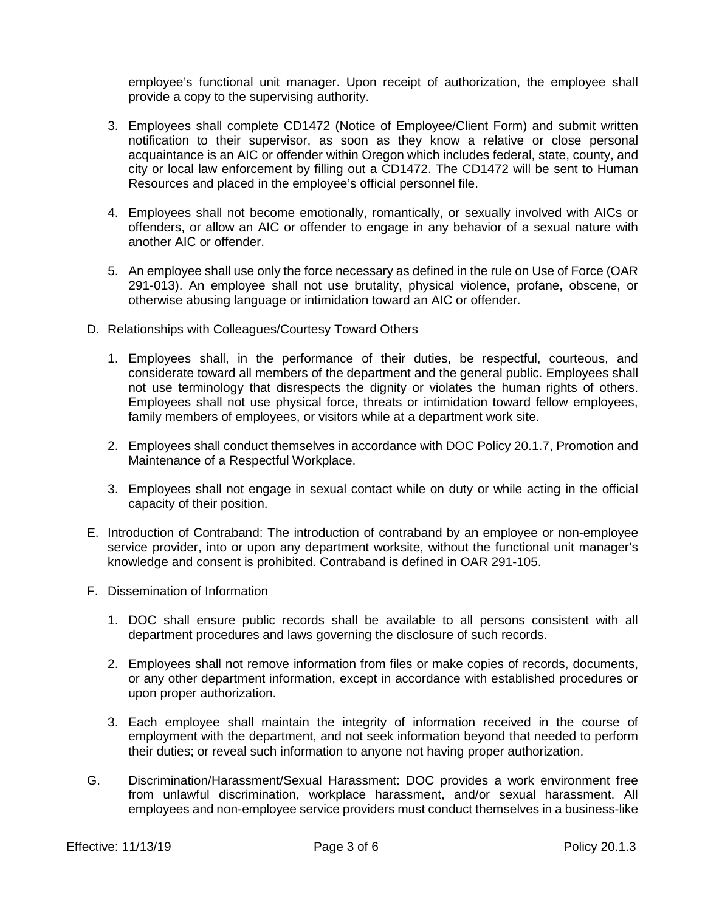employee's functional unit manager. Upon receipt of authorization, the employee shall provide a copy to the supervising authority.

3. Employees shall complete CD1472 (Notice of Employee/Client Form) and submit written notification to their supervisor, as soon as they know a relative or close personal acquaintance is an AIC or offender within Oregon which includes federal, state, county, and city or local law enforcement by filling out a CD1472. The CD1472 will be sent to Human Resources and placed in the employee's official personnel file.

4. Employees shall not become emotionally, romantically, or sexually involved with AICs or offenders, or allow an AIC or offender to engage in any behavior of a sexual nature with another AIC or offender.

5. An employee shall use only the force necessary as defined in the rule on Use of Force (OAR 291-013). An employee shall not use brutality, physical violence, profane, obscene, or otherwise abusing language or intimidation toward an AIC or offender.

D. Relationships with Colleagues/Courtesy Toward Others

1. Employees shall, in the performance of their duties, be respectful, courteous, and considerate toward all members of the department and the general public. Employees shall not use terminology that disrespects the dignity or violates the human rights of others. Employees shall not use physical force, threats or intimidation toward fellow employees, family members of employees, or visitors while at a department work site.

2. Employees shall conduct themselves in accordance with DOC Policy 20.1.7, Promotion and Maintenance of a Respectful Workplace.

3. Employees shall not engage in sexual contact while on duty or while acting in the official capacity of their position.

E. Introduction of Contraband: The introduction of contraband by an employee or non-employee service provider, into or upon any department worksite, without the functional unit manager's knowledge and consent is prohibited. Contraband is defined in OAR 291-105.

F. Dissemination of Information

1. DOC shall ensure public records shall be available to all persons consistent with all department procedures and laws governing the disclosure of such records.

2. Employees shall not remove information from files or make copies of records, documents, or any other department information, except in accordance with established procedures or upon proper authorization.

3. Each employee shall maintain the integrity of information received in the course of employment with the department, and not seek information beyond that needed to perform their duties; or reveal such information to anyone not having proper authorization.

G. Discrimination/Harassment/Sexual Harassment: DOC provides a work environment free from unlawful discrimination, workplace harassment, and/or sexual harassment. All employees and non-employee service providers must conduct themselves in a business-like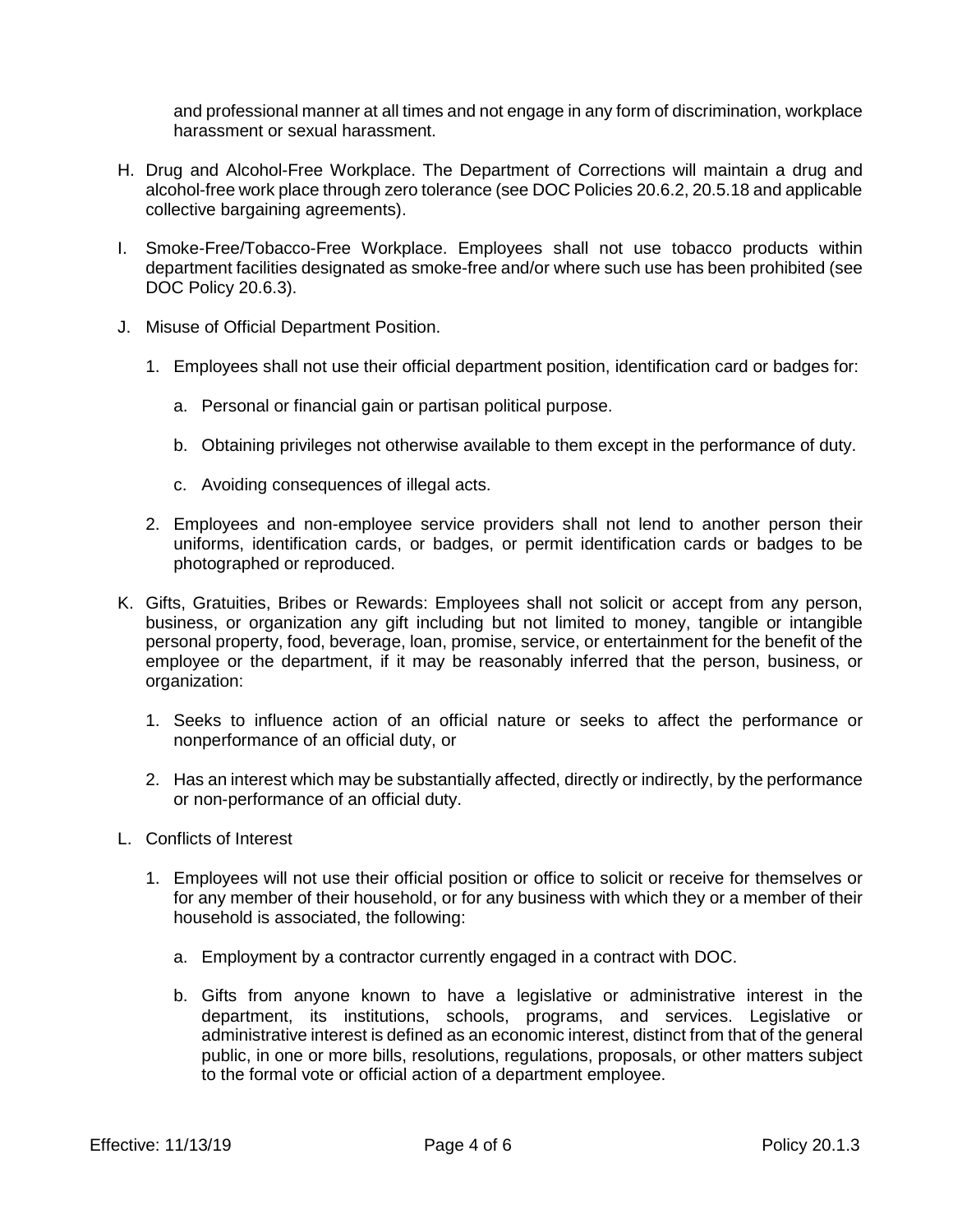and professional manner at all times and not engage in any form of discrimination, workplace harassment or sexual harassment.

H. Drug and Alcohol-Free Workplace. The Department of Corrections will maintain a drug and alcohol-free work place through zero tolerance (see DOC Policies 20.6.2, 20.5.18 and applicable collective bargaining agreements).

I. Smoke-Free/Tobacco-Free Workplace. Employees shall not use tobacco products within department facilities designated as smoke-free and/or where such use has been prohibited (see DOC Policy 20.6.3).

J. Misuse of Official Department Position.

   1. Employees shall not use their official department position, identification card or badges for:

      a. Personal or financial gain or partisan political purpose.

      b. Obtaining privileges not otherwise available to them except in the performance of duty.

      c. Avoiding consequences of illegal acts.

   2. Employees and non-employee service providers shall not lend to another person their uniforms, identification cards, or badges, or permit identification cards or badges to be photographed or reproduced.

K. Gifts, Gratuities, Bribes or Rewards: Employees shall not solicit or accept from any person, business, or organization any gift including but not limited to money, tangible or intangible personal property, food, beverage, loan, promise, service, or entertainment for the benefit of the employee or the department, if it may be reasonably inferred that the person, business, or organization:

   1. Seeks to influence action of an official nature or seeks to affect the performance or nonperformance of an official duty, or

   2. Has an interest which may be substantially affected, directly or indirectly, by the performance or non-performance of an official duty.

L. Conflicts of Interest

   1. Employees will not use their official position or office to solicit or receive for themselves or for any member of their household, or for any business with which they or a member of their household is associated, the following:

      a. Employment by a contractor currently engaged in a contract with DOC.

      b. Gifts from anyone known to have a legislative or administrative interest in the department, its institutions, schools, programs, and services. Legislative or administrative interest is defined as an economic interest, distinct from that of the general public, in one or more bills, resolutions, regulations, proposals, or other matters subject to the formal vote or official action of a department employee.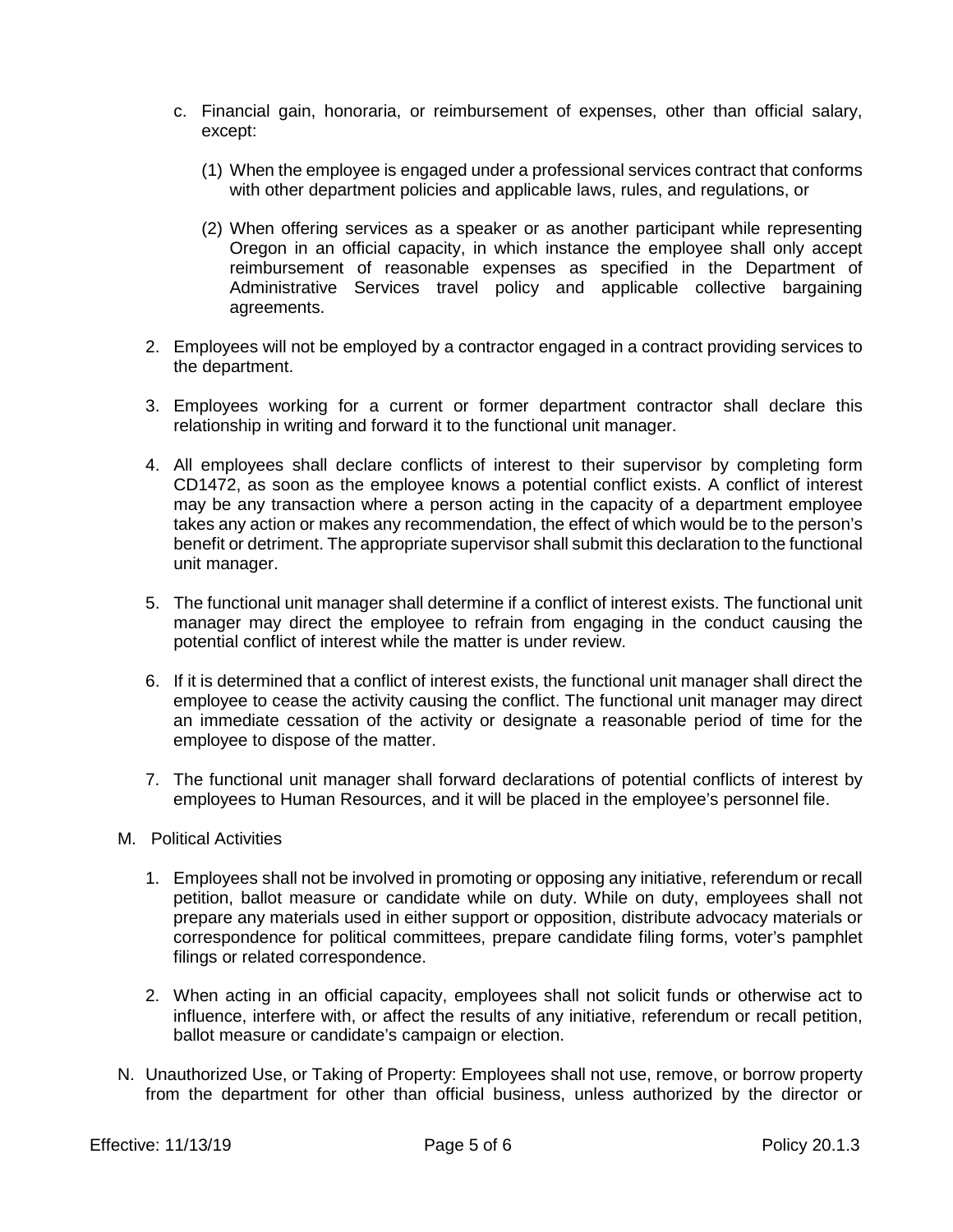c. Financial gain, honoraria, or reimbursement of expenses, other than official salary, except:

      (1) When the employee is engaged under a professional services contract that conforms with other department policies and applicable laws, rules, and regulations, or

      (2) When offering services as a speaker or as another participant while representing Oregon in an official capacity, in which instance the employee shall only accept reimbursement of reasonable expenses as specified in the Department of Administrative Services travel policy and applicable collective bargaining agreements.

2. Employees will not be employed by a contractor engaged in a contract providing services to the department.

3. Employees working for a current or former department contractor shall declare this relationship in writing and forward it to the functional unit manager.

4. All employees shall declare conflicts of interest to their supervisor by completing form CD1472, as soon as the employee knows a potential conflict exists. A conflict of interest may be any transaction where a person acting in the capacity of a department employee takes any action or makes any recommendation, the effect of which would be to the person's benefit or detriment. The appropriate supervisor shall submit this declaration to the functional unit manager.

5. The functional unit manager shall determine if a conflict of interest exists. The functional unit manager may direct the employee to refrain from engaging in the conduct causing the potential conflict of interest while the matter is under review.

6. If it is determined that a conflict of interest exists, the functional unit manager shall direct the employee to cease the activity causing the conflict. The functional unit manager may direct an immediate cessation of the activity or designate a reasonable period of time for the employee to dispose of the matter.

7. The functional unit manager shall forward declarations of potential conflicts of interest by employees to Human Resources, and it will be placed in the employee's personnel file.

M. Political Activities

1. Employees shall not be involved in promoting or opposing any initiative, referendum or recall petition, ballot measure or candidate while on duty. While on duty, employees shall not prepare any materials used in either support or opposition, distribute advocacy materials or correspondence for political committees, prepare candidate filing forms, voter's pamphlet filings or related correspondence.

2. When acting in an official capacity, employees shall not solicit funds or otherwise act to influence, interfere with, or affect the results of any initiative, referendum or recall petition, ballot measure or candidate's campaign or election.

N. Unauthorized Use, or Taking of Property: Employees shall not use, remove, or borrow property from the department for other than official business, unless authorized by the director or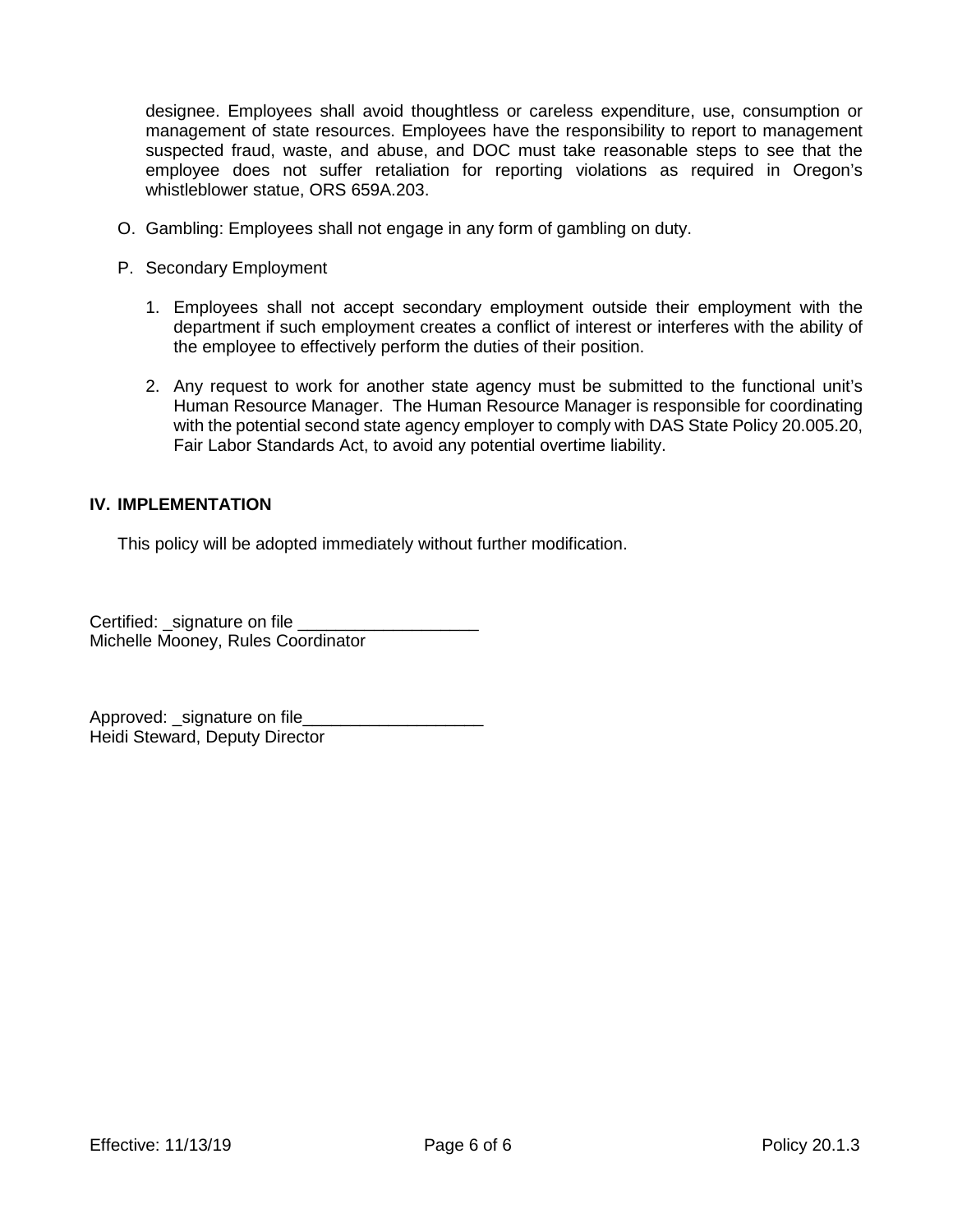designee. Employees shall avoid thoughtless or careless expenditure, use, consumption or management of state resources. Employees have the responsibility to report to management suspected fraud, waste, and abuse, and DOC must take reasonable steps to see that the employee does not suffer retaliation for reporting violations as required in Oregon's whistleblower statue, ORS 659A.203.

O. Gambling: Employees shall not engage in any form of gambling on duty.

P. Secondary Employment

1. Employees shall not accept secondary employment outside their employment with the department if such employment creates a conflict of interest or interferes with the ability of the employee to effectively perform the duties of their position.

2. Any request to work for another state agency must be submitted to the functional unit's Human Resource Manager. The Human Resource Manager is responsible for coordinating with the potential second state agency employer to comply with DAS State Policy 20.005.20, Fair Labor Standards Act, to avoid any potential overtime liability.

## IV. IMPLEMENTATION

This policy will be adopted immediately without further modification.

Certified: _signature on file ___________________
Michelle Mooney, Rules Coordinator

Approved: _signature on file___________________
Heidi Steward, Deputy Director